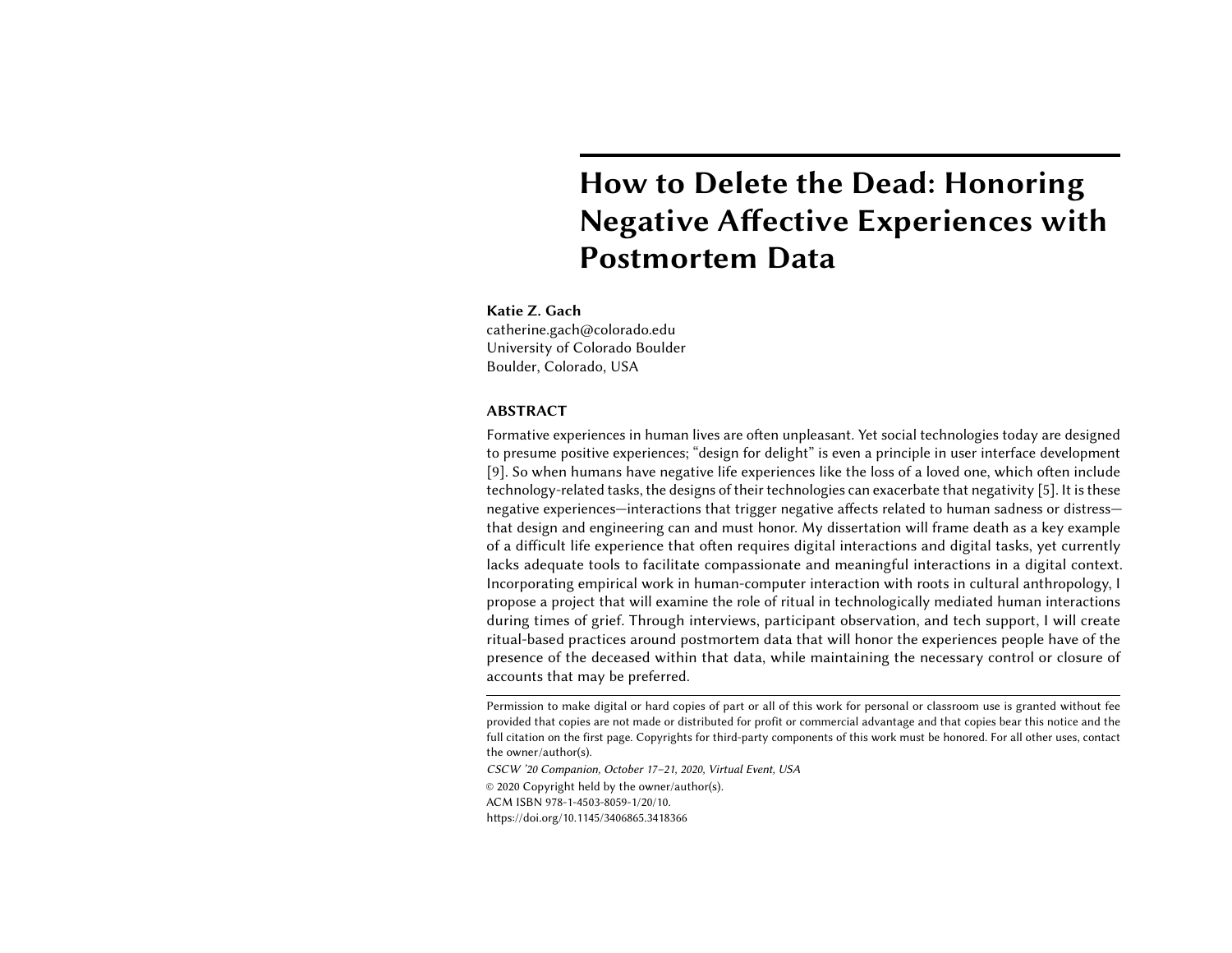# How to Delete the Dead: Honoring Negative Affective Experiences with Postmortem Data

**Katie Z. Gach**
catherine.gach@colorado.edu
University of Colorado Boulder
Boulder, Colorado, USA

## ABSTRACT

Formative experiences in human lives are often unpleasant. Yet social technologies today are designed to presume positive experiences; "design for delight" is even a principle in user interface development [9]. So when humans have negative life experiences like the loss of a loved one, which often include technology-related tasks, the designs of their technologies can exacerbate that negativity [5]. It is these negative experiences—interactions that trigger negative affects related to human sadness or distress—that design and engineering can and must honor. My dissertation will frame death as a key example of a difficult life experience that often requires digital interactions and digital tasks, yet currently lacks adequate tools to facilitate compassionate and meaningful interactions in a digital context. Incorporating empirical work in human-computer interaction with roots in cultural anthropology, I propose a project that will examine the role of ritual in technologically mediated human interactions during times of grief. Through interviews, participant observation, and tech support, I will create ritual-based practices around postmortem data that will honor the experiences people have of the presence of the deceased within that data, while maintaining the necessary control or closure of accounts that may be preferred.

---

Permission to make digital or hard copies of part or all of this work for personal or classroom use is granted without fee provided that copies are not made or distributed for profit or commercial advantage and that copies bear this notice and the full citation on the first page. Copyrights for third-party components of this work must be honored. For all other uses, contact the owner/author(s).

*CSCW '20 Companion, October 17–21, 2020, Virtual Event, USA*

© 2020 Copyright held by the owner/author(s).

ACM ISBN 978-1-4503-8059-1/20/10.

https://doi.org/10.1145/3406865.3418366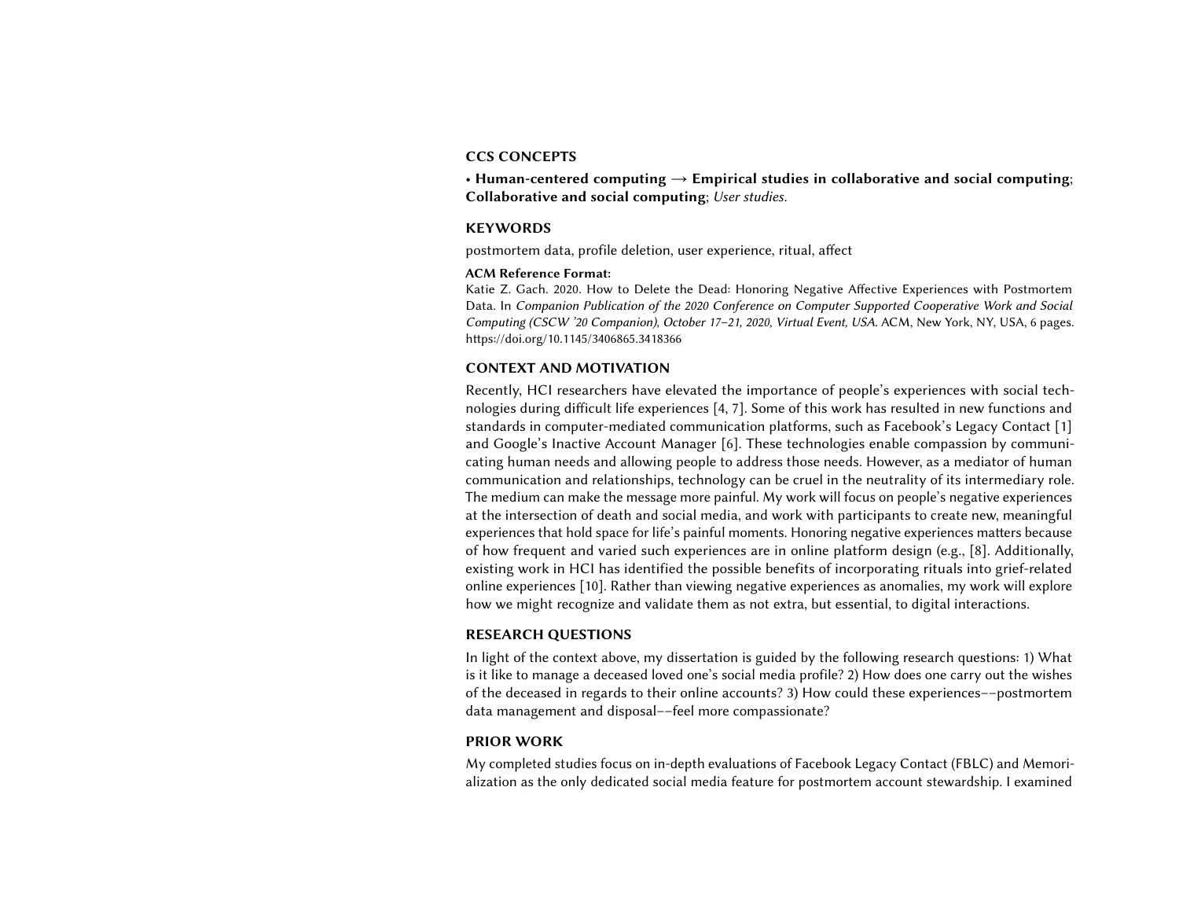## CCS CONCEPTS

• **Human-centered computing → Empirical studies in collaborative and social computing**; **Collaborative and social computing**; *User studies.*

## KEYWORDS

postmortem data, profile deletion, user experience, ritual, affect

**ACM Reference Format:**

Katie Z. Gach. 2020. How to Delete the Dead: Honoring Negative Affective Experiences with Postmortem Data. In *Companion Publication of the 2020 Conference on Computer Supported Cooperative Work and Social Computing (CSCW '20 Companion), October 17–21, 2020, Virtual Event, USA.* ACM, New York, NY, USA, 6 pages. https://doi.org/10.1145/3406865.3418366

## CONTEXT AND MOTIVATION

Recently, HCI researchers have elevated the importance of people's experiences with social technologies during difficult life experiences [4, 7]. Some of this work has resulted in new functions and standards in computer-mediated communication platforms, such as Facebook's Legacy Contact [1] and Google's Inactive Account Manager [6]. These technologies enable compassion by communicating human needs and allowing people to address those needs. However, as a mediator of human communication and relationships, technology can be cruel in the neutrality of its intermediary role. The medium can make the message more painful. My work will focus on people's negative experiences at the intersection of death and social media, and work with participants to create new, meaningful experiences that hold space for life's painful moments. Honoring negative experiences matters because of how frequent and varied such experiences are in online platform design (e.g., [8]. Additionally, existing work in HCI has identified the possible benefits of incorporating rituals into grief-related online experiences [10]. Rather than viewing negative experiences as anomalies, my work will explore how we might recognize and validate them as not extra, but essential, to digital interactions.

## RESEARCH QUESTIONS

In light of the context above, my dissertation is guided by the following research questions: 1) What is it like to manage a deceased loved one's social media profile? 2) How does one carry out the wishes of the deceased in regards to their online accounts? 3) How could these experiences––postmortem data management and disposal––feel more compassionate?

## PRIOR WORK

My completed studies focus on in-depth evaluations of Facebook Legacy Contact (FBLC) and Memorialization as the only dedicated social media feature for postmortem account stewardship. I examined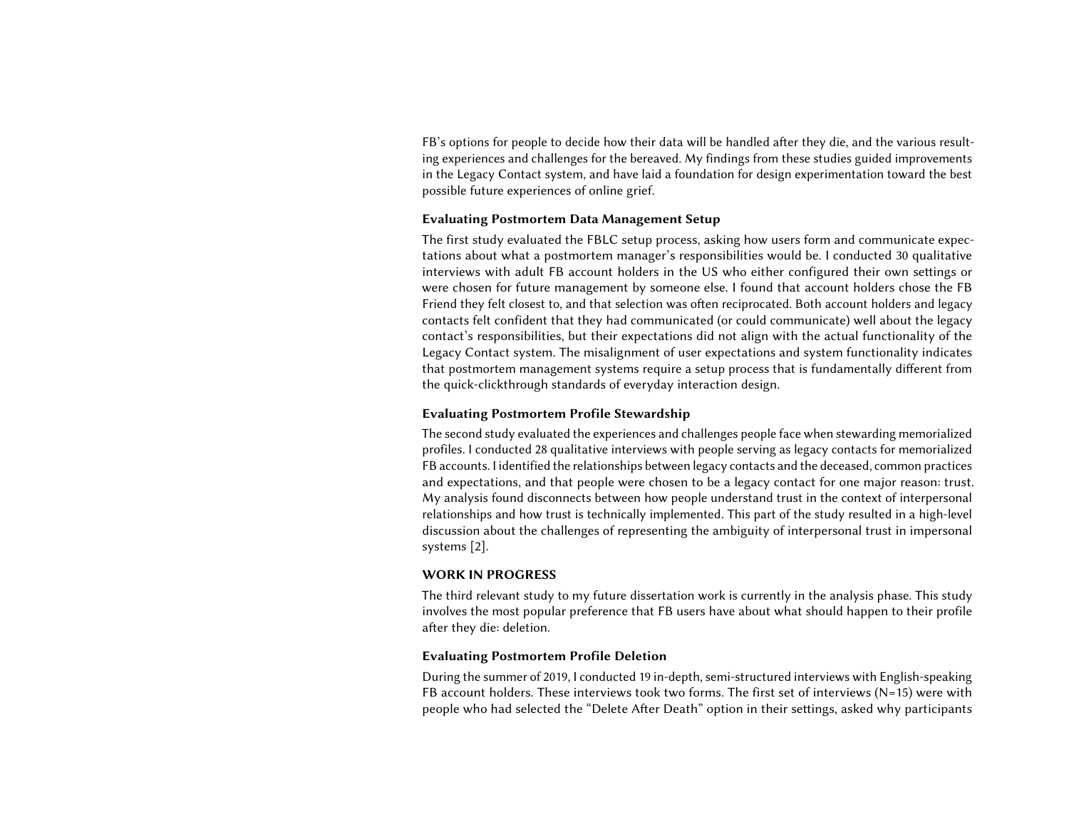FB's options for people to decide how their data will be handled after they die, and the various resulting experiences and challenges for the bereaved. My findings from these studies guided improvements in the Legacy Contact system, and have laid a foundation for design experimentation toward the best possible future experiences of online grief.

### Evaluating Postmortem Data Management Setup

The first study evaluated the FBLC setup process, asking how users form and communicate expectations about what a postmortem manager's responsibilities would be. I conducted 30 qualitative interviews with adult FB account holders in the US who either configured their own settings or were chosen for future management by someone else. I found that account holders chose the FB Friend they felt closest to, and that selection was often reciprocated. Both account holders and legacy contacts felt confident that they had communicated (or could communicate) well about the legacy contact's responsibilities, but their expectations did not align with the actual functionality of the Legacy Contact system. The misalignment of user expectations and system functionality indicates that postmortem management systems require a setup process that is fundamentally different from the quick-clickthrough standards of everyday interaction design.

### Evaluating Postmortem Profile Stewardship

The second study evaluated the experiences and challenges people face when stewarding memorialized profiles. I conducted 28 qualitative interviews with people serving as legacy contacts for memorialized FB accounts. I identified the relationships between legacy contacts and the deceased, common practices and expectations, and that people were chosen to be a legacy contact for one major reason: trust. My analysis found disconnects between how people understand trust in the context of interpersonal relationships and how trust is technically implemented. This part of the study resulted in a high-level discussion about the challenges of representing the ambiguity of interpersonal trust in impersonal systems [2].

## WORK IN PROGRESS

The third relevant study to my future dissertation work is currently in the analysis phase. This study involves the most popular preference that FB users have about what should happen to their profile after they die: deletion.

### Evaluating Postmortem Profile Deletion

During the summer of 2019, I conducted 19 in-depth, semi-structured interviews with English-speaking FB account holders. These interviews took two forms. The first set of interviews (N=15) were with people who had selected the "Delete After Death" option in their settings, asked why participants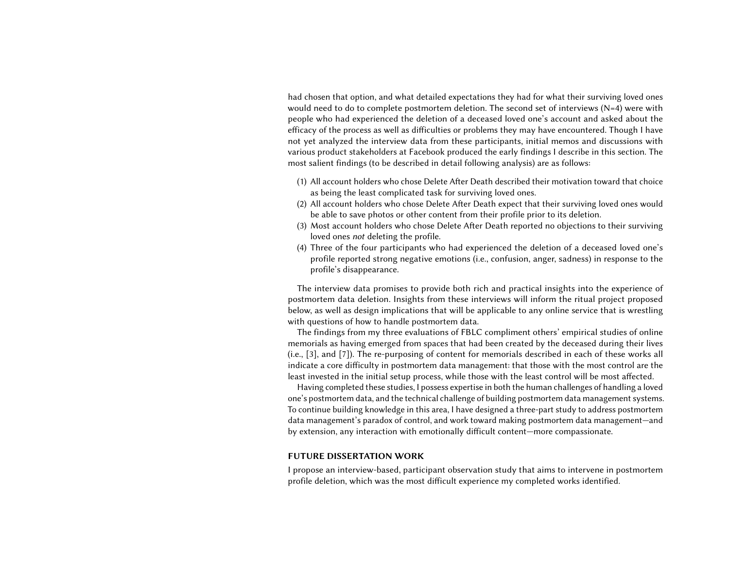had chosen that option, and what detailed expectations they had for what their surviving loved ones would need to do to complete postmortem deletion. The second set of interviews (N=4) were with people who had experienced the deletion of a deceased loved one's account and asked about the efficacy of the process as well as difficulties or problems they may have encountered. Though I have not yet analyzed the interview data from these participants, initial memos and discussions with various product stakeholders at Facebook produced the early findings I describe in this section. The most salient findings (to be described in detail following analysis) are as follows:

1. All account holders who chose Delete After Death described their motivation toward that choice as being the least complicated task for surviving loved ones.
2. All account holders who chose Delete After Death expect that their surviving loved ones would be able to save photos or other content from their profile prior to its deletion.
3. Most account holders who chose Delete After Death reported no objections to their surviving loved ones *not* deleting the profile.
4. Three of the four participants who had experienced the deletion of a deceased loved one's profile reported strong negative emotions (i.e., confusion, anger, sadness) in response to the profile's disappearance.

The interview data promises to provide both rich and practical insights into the experience of postmortem data deletion. Insights from these interviews will inform the ritual project proposed below, as well as design implications that will be applicable to any online service that is wrestling with questions of how to handle postmortem data.

The findings from my three evaluations of FBLC compliment others' empirical studies of online memorials as having emerged from spaces that had been created by the deceased during their lives (i.e., [3], and [7]). The re-purposing of content for memorials described in each of these works all indicate a core difficulty in postmortem data management: that those with the most control are the least invested in the initial setup process, while those with the least control will be most affected.

Having completed these studies, I possess expertise in both the human challenges of handling a loved one's postmortem data, and the technical challenge of building postmortem data management systems. To continue building knowledge in this area, I have designed a three-part study to address postmortem data management's paradox of control, and work toward making postmortem data management—and by extension, any interaction with emotionally difficult content—more compassionate.

## FUTURE DISSERTATION WORK

I propose an interview-based, participant observation study that aims to intervene in postmortem profile deletion, which was the most difficult experience my completed works identified.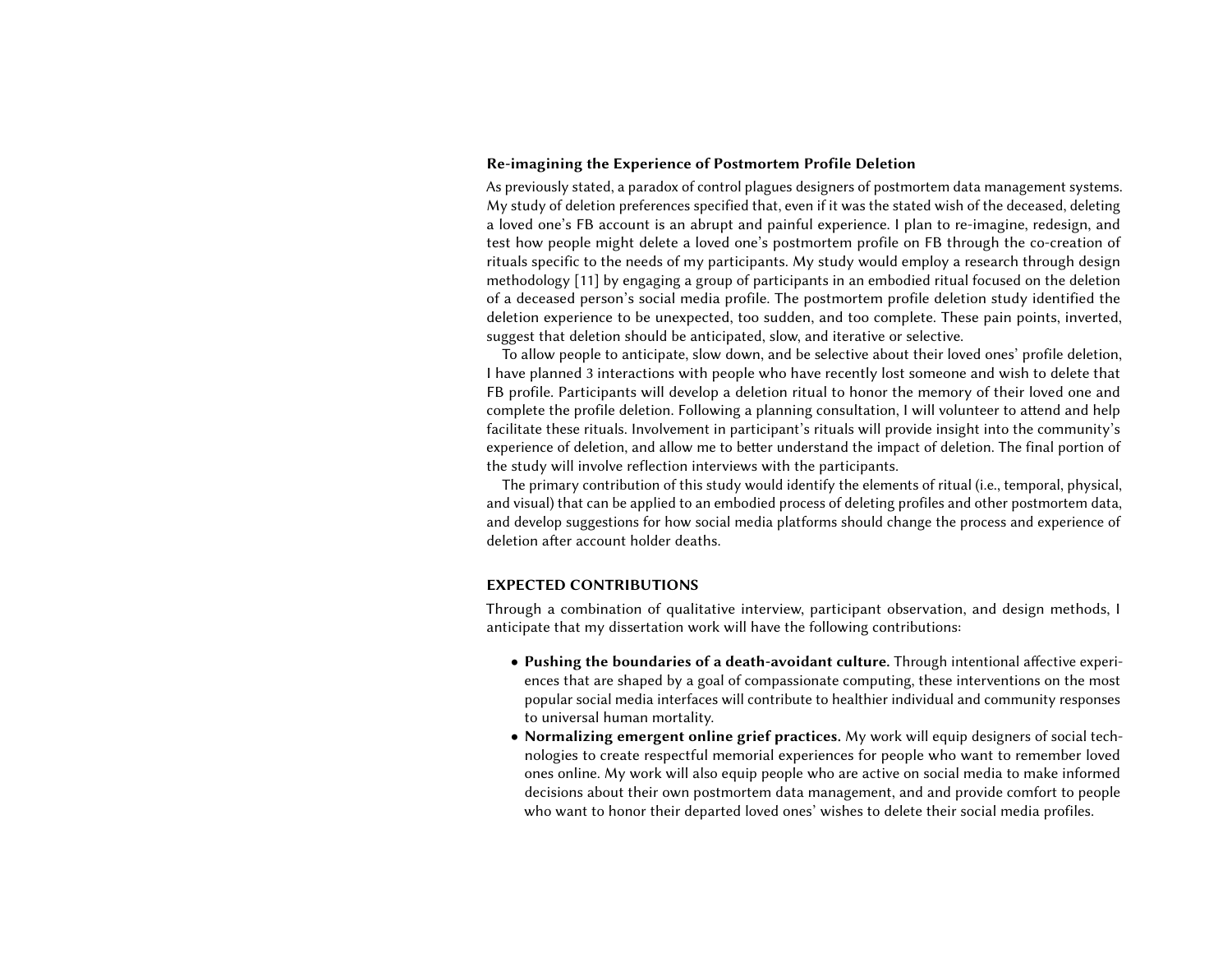### Re-imagining the Experience of Postmortem Profile Deletion

As previously stated, a paradox of control plagues designers of postmortem data management systems. My study of deletion preferences specified that, even if it was the stated wish of the deceased, deleting a loved one's FB account is an abrupt and painful experience. I plan to re-imagine, redesign, and test how people might delete a loved one's postmortem profile on FB through the co-creation of rituals specific to the needs of my participants. My study would employ a research through design methodology [11] by engaging a group of participants in an embodied ritual focused on the deletion of a deceased person's social media profile. The postmortem profile deletion study identified the deletion experience to be unexpected, too sudden, and too complete. These pain points, inverted, suggest that deletion should be anticipated, slow, and iterative or selective.

To allow people to anticipate, slow down, and be selective about their loved ones' profile deletion, I have planned 3 interactions with people who have recently lost someone and wish to delete that FB profile. Participants will develop a deletion ritual to honor the memory of their loved one and complete the profile deletion. Following a planning consultation, I will volunteer to attend and help facilitate these rituals. Involvement in participant's rituals will provide insight into the community's experience of deletion, and allow me to better understand the impact of deletion. The final portion of the study will involve reflection interviews with the participants.

The primary contribution of this study would identify the elements of ritual (i.e., temporal, physical, and visual) that can be applied to an embodied process of deleting profiles and other postmortem data, and develop suggestions for how social media platforms should change the process and experience of deletion after account holder deaths.

## EXPECTED CONTRIBUTIONS

Through a combination of qualitative interview, participant observation, and design methods, I anticipate that my dissertation work will have the following contributions:

- **Pushing the boundaries of a death-avoidant culture.** Through intentional affective experiences that are shaped by a goal of compassionate computing, these interventions on the most popular social media interfaces will contribute to healthier individual and community responses to universal human mortality.
- **Normalizing emergent online grief practices.** My work will equip designers of social technologies to create respectful memorial experiences for people who want to remember loved ones online. My work will also equip people who are active on social media to make informed decisions about their own postmortem data management, and and provide comfort to people who want to honor their departed loved ones' wishes to delete their social media profiles.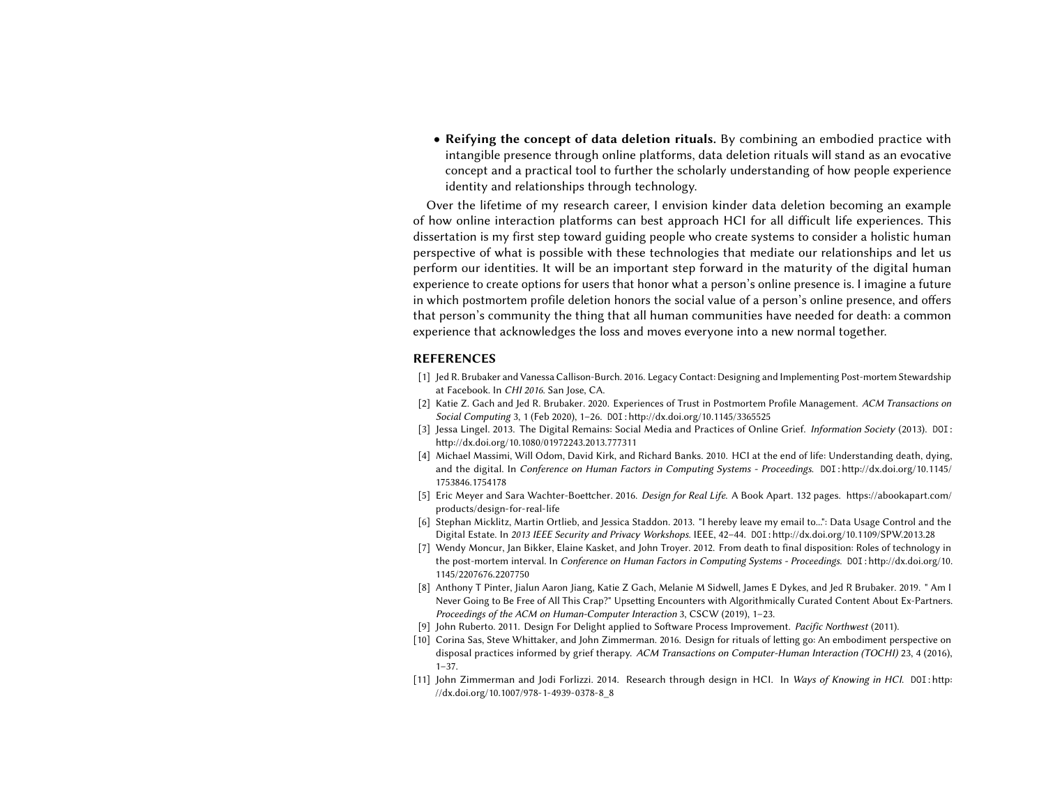- **Reifying the concept of data deletion rituals.** By combining an embodied practice with intangible presence through online platforms, data deletion rituals will stand as an evocative concept and a practical tool to further the scholarly understanding of how people experience identity and relationships through technology.

Over the lifetime of my research career, I envision kinder data deletion becoming an example of how online interaction platforms can best approach HCI for all difficult life experiences. This dissertation is my first step toward guiding people who create systems to consider a holistic human perspective of what is possible with these technologies that mediate our relationships and let us perform our identities. It will be an important step forward in the maturity of the digital human experience to create options for users that honor what a person's online presence is. I imagine a future in which postmortem profile deletion honors the social value of a person's online presence, and offers that person's community the thing that all human communities have needed for death: a common experience that acknowledges the loss and moves everyone into a new normal together.

## REFERENCES

[1] Jed R. Brubaker and Vanessa Callison-Burch. 2016. Legacy Contact: Designing and Implementing Post-mortem Stewardship at Facebook. In *CHI 2016*. San Jose, CA.

[2] Katie Z. Gach and Jed R. Brubaker. 2020. Experiences of Trust in Postmortem Profile Management. *ACM Transactions on Social Computing* 3, 1 (Feb 2020), 1–26. DOI: http://dx.doi.org/10.1145/3365525

[3] Jessa Lingel. 2013. The Digital Remains: Social Media and Practices of Online Grief. *Information Society* (2013). DOI: http://dx.doi.org/10.1080/01972243.2013.777311

[4] Michael Massimi, Will Odom, David Kirk, and Richard Banks. 2010. HCI at the end of life: Understanding death, dying, and the digital. In *Conference on Human Factors in Computing Systems - Proceedings*. DOI: http://dx.doi.org/10.1145/1753846.1754178

[5] Eric Meyer and Sara Wachter-Boettcher. 2016. *Design for Real Life*. A Book Apart. 132 pages. https://abookapart.com/products/design-for-real-life

[6] Stephan Micklitz, Martin Ortlieb, and Jessica Staddon. 2013. "I hereby leave my email to...": Data Usage Control and the Digital Estate. In *2013 IEEE Security and Privacy Workshops*. IEEE, 42–44. DOI: http://dx.doi.org/10.1109/SPW.2013.28

[7] Wendy Moncur, Jan Bikker, Elaine Kasket, and John Troyer. 2012. From death to final disposition: Roles of technology in the post-mortem interval. In *Conference on Human Factors in Computing Systems - Proceedings*. DOI: http://dx.doi.org/10.1145/2207676.2207750

[8] Anthony T Pinter, Jialun Aaron Jiang, Katie Z Gach, Melanie M Sidwell, James E Dykes, and Jed R Brubaker. 2019. " Am I Never Going to Be Free of All This Crap?" Upsetting Encounters with Algorithmically Curated Content About Ex-Partners. *Proceedings of the ACM on Human-Computer Interaction* 3, CSCW (2019), 1–23.

[9] John Ruberto. 2011. Design For Delight applied to Software Process Improvement. *Pacific Northwest* (2011).

[10] Corina Sas, Steve Whittaker, and John Zimmerman. 2016. Design for rituals of letting go: An embodiment perspective on disposal practices informed by grief therapy. *ACM Transactions on Computer-Human Interaction (TOCHI)* 23, 4 (2016), 1–37.

[11] John Zimmerman and Jodi Forlizzi. 2014. Research through design in HCI. In *Ways of Knowing in HCI*. DOI: http://dx.doi.org/10.1007/978-1-4939-0378-8_8